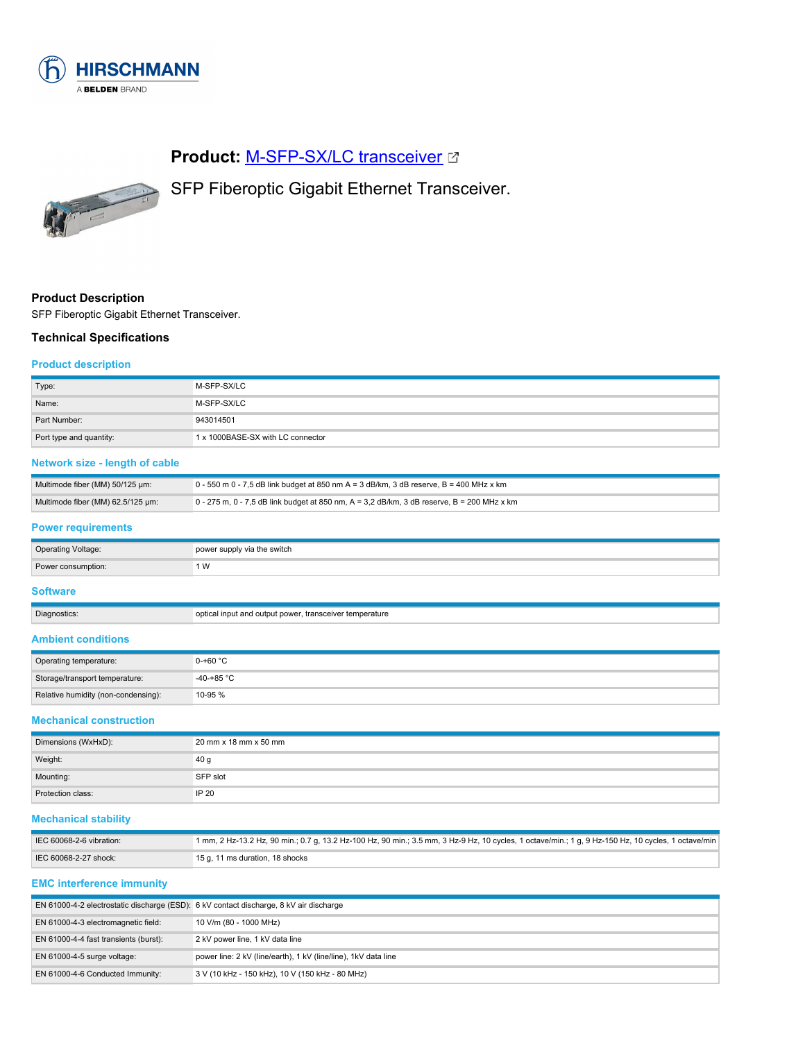**Product:** M-SFP-SX/LC transceiver

SFP Fiberoptic Gigabit Ethernet Transceiver.

## Product Description

SFP Fiberoptic Gigabit Ethernet Transceiver.

## Technical Specifications

### Product description

| | |
|---|---|
| Type: | M-SFP-SX/LC |
| Name: | M-SFP-SX/LC |
| Part Number: | 943014501 |
| Port type and quantity: | 1 x 1000BASE-SX with LC connector |

### Network size - length of cable

| | |
|---|---|
| Multimode fiber (MM) 50/125 µm: | 0 - 550 m 0 - 7,5 dB link budget at 850 nm A = 3 dB/km, 3 dB reserve, B = 400 MHz x km |
| Multimode fiber (MM) 62.5/125 µm: | 0 - 275 m, 0 - 7,5 dB link budget at 850 nm, A = 3,2 dB/km, 3 dB reserve, B = 200 MHz x km |

### Power requirements

| | |
|---|---|
| Operating Voltage: | power supply via the switch |
| Power consumption: | 1 W |

### Software

| | |
|---|---|
| Diagnostics: | optical input and output power, transceiver temperature |

### Ambient conditions

| | |
|---|---|
| Operating temperature: | 0-+60 °C |
| Storage/transport temperature: | -40-+85 °C |
| Relative humidity (non-condensing): | 10-95 % |

### Mechanical construction

| | |
|---|---|
| Dimensions (WxHxD): | 20 mm x 18 mm x 50 mm |
| Weight: | 40 g |
| Mounting: | SFP slot |
| Protection class: | IP 20 |

### Mechanical stability

| | |
|---|---|
| IEC 60068-2-6 vibration: | 1 mm, 2 Hz-13.2 Hz, 90 min.; 0.7 g, 13.2 Hz-100 Hz, 90 min.; 3.5 mm, 3 Hz-9 Hz, 10 cycles, 1 octave/min.; 1 g, 9 Hz-150 Hz, 10 cycles, 1 octave/min |
| IEC 60068-2-27 shock: | 15 g, 11 ms duration, 18 shocks |

### EMC interference immunity

| | |
|---|---|
| EN 61000-4-2 electrostatic discharge (ESD): | 6 kV contact discharge, 8 kV air discharge |
| EN 61000-4-3 electromagnetic field: | 10 V/m (80 - 1000 MHz) |
| EN 61000-4-4 fast transients (burst): | 2 kV power line, 1 kV data line |
| EN 61000-4-5 surge voltage: | power line: 2 kV (line/earth), 1 kV (line/line), 1kV data line |
| EN 61000-4-6 Conducted Immunity: | 3 V (10 kHz - 150 kHz), 10 V (150 kHz - 80 MHz) |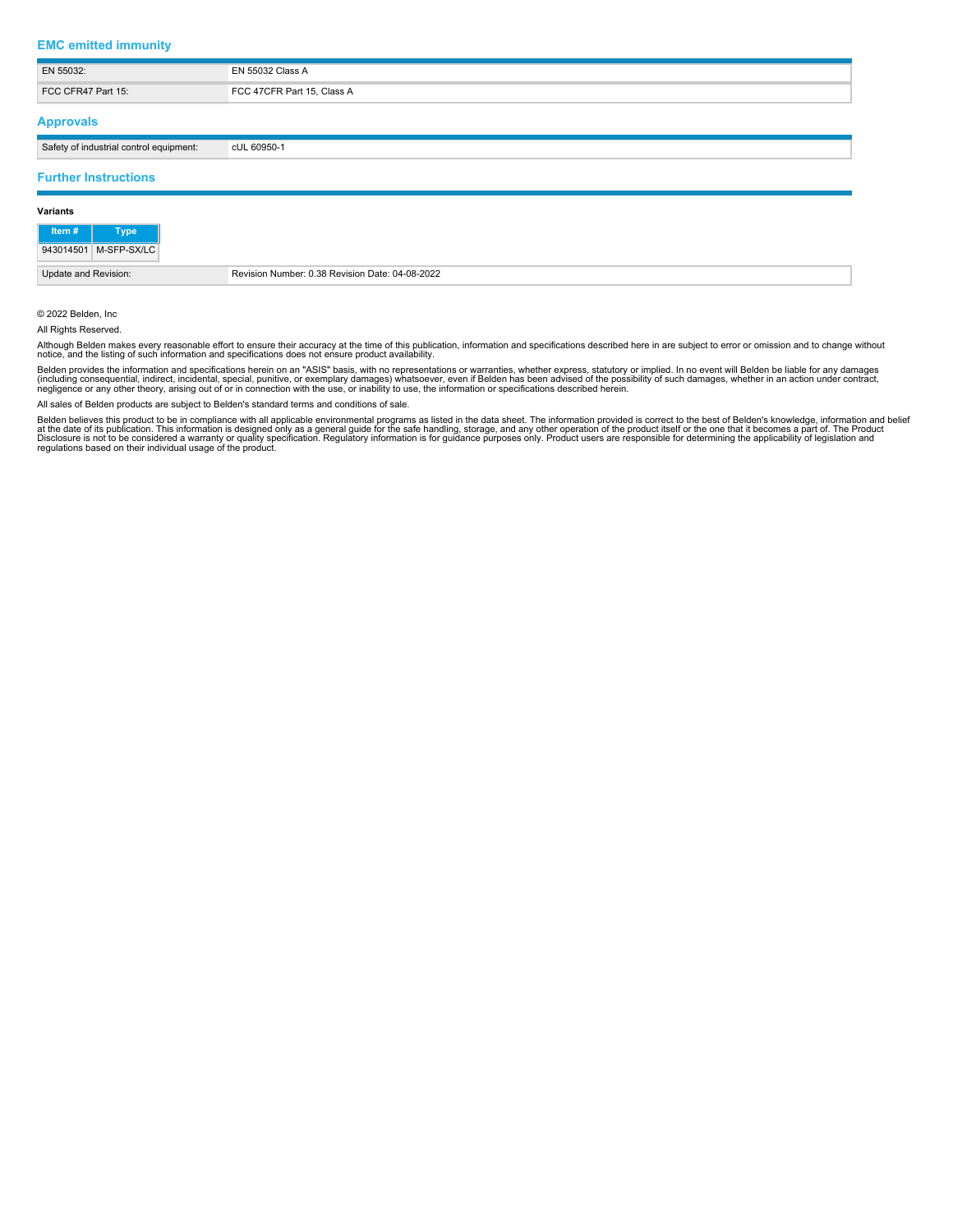## EMC emitted immunity

| | |
|---|---|
| EN 55032: | EN 55032 Class A |
| FCC CFR47 Part 15: | FCC 47CFR Part 15, Class A |

## Approvals

| | |
|---|---|
| Safety of industrial control equipment: | cUL 60950-1 |

## Further Instructions

**Variants**

| Item # | Type |
|---|---|
| 943014501 | M-SFP-SX/LC |

| | |
|---|---|
| Update and Revision: | Revision Number: 0.38 Revision Date: 04-08-2022 |

© 2022 Belden, Inc

All Rights Reserved.

Although Belden makes every reasonable effort to ensure their accuracy at the time of this publication, information and specifications described here in are subject to error or omission and to change without notice, and the listing of such information and specifications does not ensure product availability.

Belden provides the information and specifications herein on an "ASIS" basis, with no representations or warranties, whether express, statutory or implied. In no event will Belden be liable for any damages (including consequential, indirect, incidental, special, punitive, or exemplary damages) whatsoever, even if Belden has been advised of the possibility of such damages, whether in an action under contract, negligence or any other theory, arising out of or in connection with the use, or inability to use, the information or specifications described herein.

All sales of Belden products are subject to Belden's standard terms and conditions of sale.

Belden believes this product to be in compliance with all applicable environmental programs as listed in the data sheet. The information provided is correct to the best of Belden's knowledge, information and belief at the date of its publication. This information is designed only as a general guide for the safe handling, storage, and any other operation of the product itself or the one that it becomes a part of. The Product Disclosure is not to be considered a warranty or quality specification. Regulatory information is for guidance purposes only. Product users are responsible for determining the applicability of legislation and regulations based on their individual usage of the product.